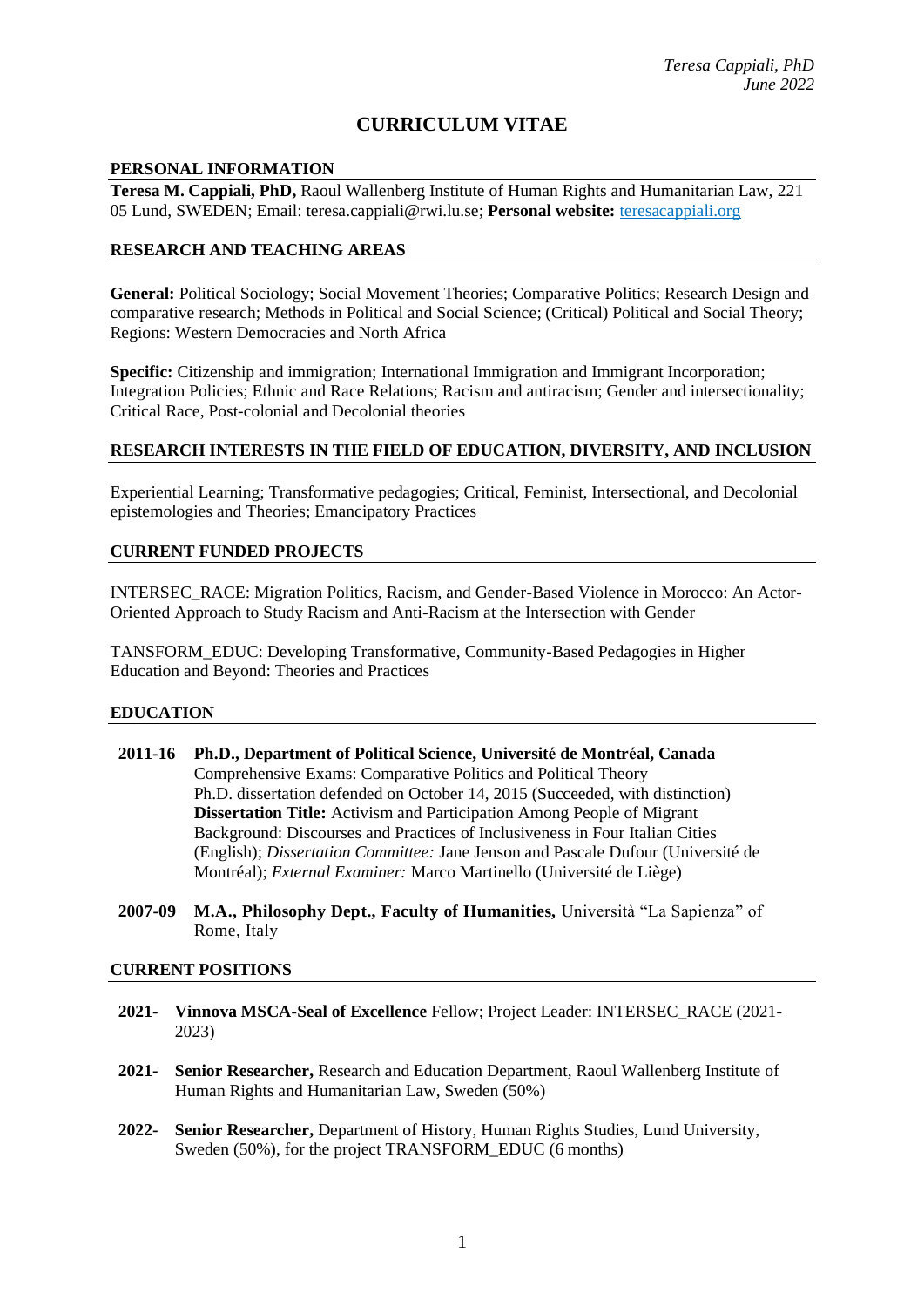*Teresa Cappiali, PhD*
*June 2022*

# CURRICULUM VITAE

## PERSONAL INFORMATION

**Teresa M. Cappiali, PhD,** Raoul Wallenberg Institute of Human Rights and Humanitarian Law, 221 05 Lund, SWEDEN; Email: teresa.cappiali@rwi.lu.se; **Personal website:** [teresacappiali.org](teresacappiali.org)

## RESEARCH AND TEACHING AREAS

**General:** Political Sociology; Social Movement Theories; Comparative Politics; Research Design and comparative research; Methods in Political and Social Science; (Critical) Political and Social Theory; Regions: Western Democracies and North Africa

**Specific:** Citizenship and immigration; International Immigration and Immigrant Incorporation; Integration Policies; Ethnic and Race Relations; Racism and antiracism; Gender and intersectionality; Critical Race, Post-colonial and Decolonial theories

## RESEARCH INTERESTS IN THE FIELD OF EDUCATION, DIVERSITY, AND INCLUSION

Experiential Learning; Transformative pedagogies; Critical, Feminist, Intersectional, and Decolonial epistemologies and Theories; Emancipatory Practices

## CURRENT FUNDED PROJECTS

INTERSEC_RACE: Migration Politics, Racism, and Gender-Based Violence in Morocco: An Actor-Oriented Approach to Study Racism and Anti-Racism at the Intersection with Gender

TANSFORM_EDUC: Developing Transformative, Community-Based Pedagogies in Higher Education and Beyond: Theories and Practices

## EDUCATION

**2011-16** **Ph.D., Department of Political Science, Université de Montréal, Canada**
Comprehensive Exams: Comparative Politics and Political Theory
Ph.D. dissertation defended on October 14, 2015 (Succeeded, with distinction)
**Dissertation Title:** Activism and Participation Among People of Migrant Background: Discourses and Practices of Inclusiveness in Four Italian Cities (English); *Dissertation Committee:* Jane Jenson and Pascale Dufour (Université de Montréal); *External Examiner:* Marco Martinello (Université de Liège)

**2007-09** **M.A., Philosophy Dept., Faculty of Humanities,** Università "La Sapienza" of Rome, Italy

## CURRENT POSITIONS

**2021-** **Vinnova MSCA-Seal of Excellence** Fellow; Project Leader: INTERSEC_RACE (2021-2023)

**2021-** **Senior Researcher,** Research and Education Department, Raoul Wallenberg Institute of Human Rights and Humanitarian Law, Sweden (50%)

**2022-** **Senior Researcher,** Department of History, Human Rights Studies, Lund University, Sweden (50%), for the project TRANSFORM_EDUC (6 months)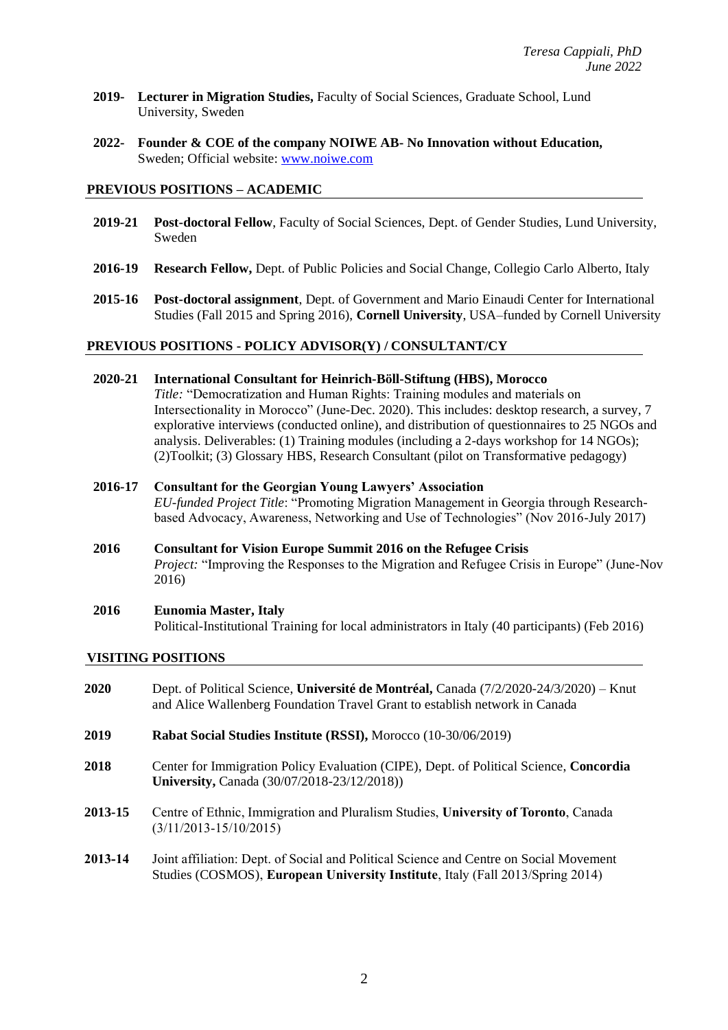**2019-** **Lecturer in Migration Studies,** Faculty of Social Sciences, Graduate School, Lund University, Sweden

**2022-** **Founder & COE of the company NOIWE AB- No Innovation without Education,** Sweden; Official website: [www.noiwe.com](http://www.noiwe.com)

## PREVIOUS POSITIONS – ACADEMIC

**2019-21** **Post-doctoral Fellow**, Faculty of Social Sciences, Dept. of Gender Studies, Lund University, Sweden

**2016-19** **Research Fellow,** Dept. of Public Policies and Social Change, Collegio Carlo Alberto, Italy

**2015-16** **Post-doctoral assignment**, Dept. of Government and Mario Einaudi Center for International Studies (Fall 2015 and Spring 2016), **Cornell University**, USA–funded by Cornell University

## PREVIOUS POSITIONS - POLICY ADVISOR(Y) / CONSULTANT/CY

**2020-21** **International Consultant for Heinrich-Böll-Stiftung (HBS), Morocco**
*Title:* "Democratization and Human Rights: Training modules and materials on Intersectionality in Morocco" (June-Dec. 2020). This includes: desktop research, a survey, 7 explorative interviews (conducted online), and distribution of questionnaires to 25 NGOs and analysis. Deliverables: (1) Training modules (including a 2-days workshop for 14 NGOs); (2)Toolkit; (3) Glossary HBS, Research Consultant (pilot on Transformative pedagogy)

**2016-17** **Consultant for the Georgian Young Lawyers' Association**
*EU-funded Project Title*: "Promoting Migration Management in Georgia through Research-based Advocacy, Awareness, Networking and Use of Technologies" (Nov 2016-July 2017)

**2016** **Consultant for Vision Europe Summit 2016 on the Refugee Crisis**
*Project:* "Improving the Responses to the Migration and Refugee Crisis in Europe" (June-Nov 2016)

**2016** **Eunomia Master, Italy**
Political-Institutional Training for local administrators in Italy (40 participants) (Feb 2016)

## VISITING POSITIONS

**2020** Dept. of Political Science, **Université de Montréal,** Canada (7/2/2020-24/3/2020) – Knut and Alice Wallenberg Foundation Travel Grant to establish network in Canada

**2019** **Rabat Social Studies Institute (RSSI),** Morocco (10-30/06/2019)

**2018** Center for Immigration Policy Evaluation (CIPE), Dept. of Political Science, **Concordia University,** Canada (30/07/2018-23/12/2018))

**2013-15** Centre of Ethnic, Immigration and Pluralism Studies, **University of Toronto**, Canada (3/11/2013-15/10/2015)

**2013-14** Joint affiliation: Dept. of Social and Political Science and Centre on Social Movement Studies (COSMOS), **European University Institute**, Italy (Fall 2013/Spring 2014)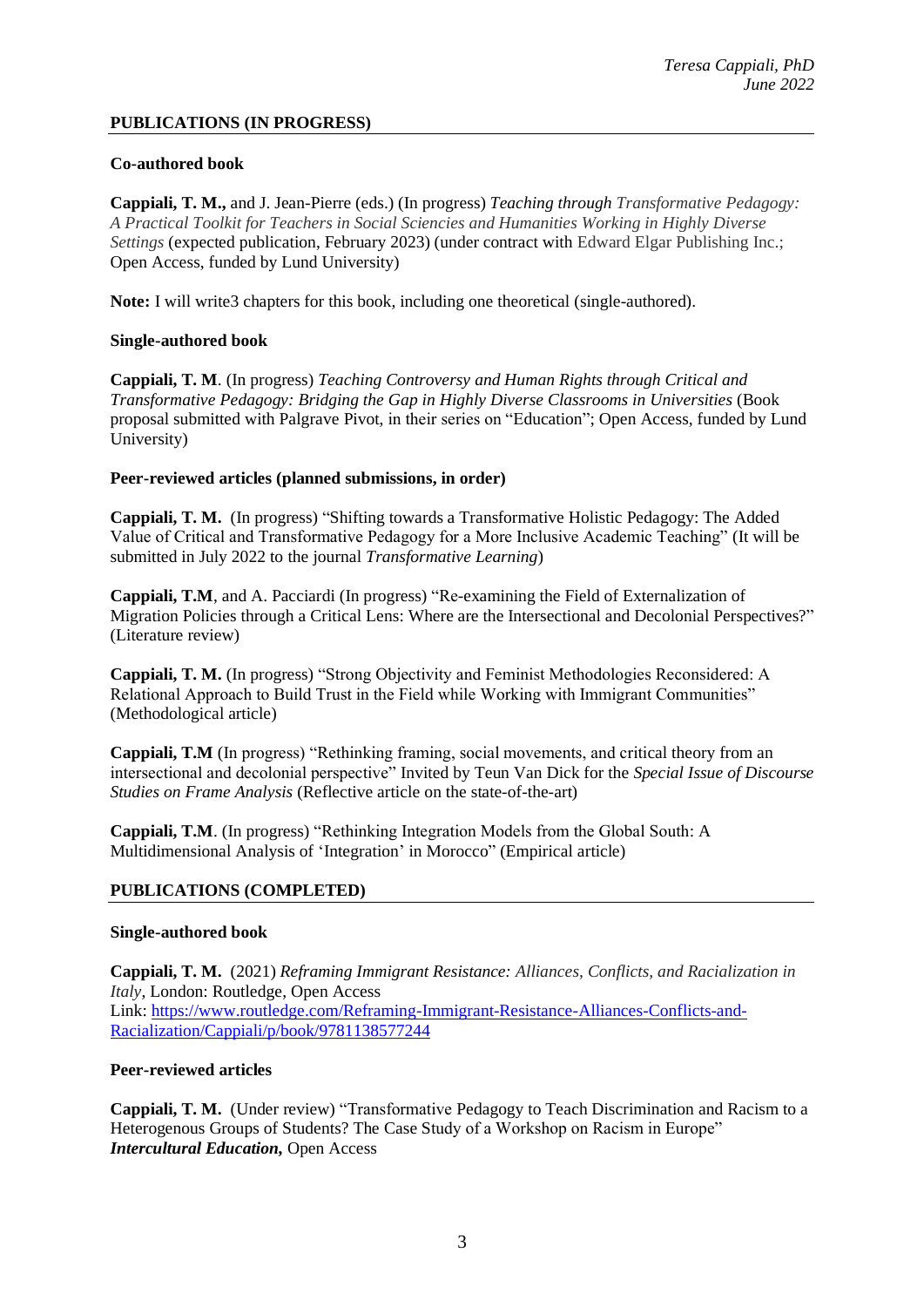## PUBLICATIONS (IN PROGRESS)

### Co-authored book

**Cappiali, T. M.,** and J. Jean-Pierre (eds.) (In progress) *Teaching through Transformative Pedagogy: A Practical Toolkit for Teachers in Social Sciencies and Humanities Working in Highly Diverse Settings* (expected publication, February 2023) (under contract with Edward Elgar Publishing Inc.; Open Access, funded by Lund University)

**Note:** I will write3 chapters for this book, including one theoretical (single-authored).

### Single-authored book

**Cappiali, T. M**. (In progress) *Teaching Controversy and Human Rights through Critical and Transformative Pedagogy: Bridging the Gap in Highly Diverse Classrooms in Universities* (Book proposal submitted with Palgrave Pivot, in their series on "Education"; Open Access, funded by Lund University)

### Peer-reviewed articles (planned submissions, in order)

**Cappiali, T. M.** (In progress) "Shifting towards a Transformative Holistic Pedagogy: The Added Value of Critical and Transformative Pedagogy for a More Inclusive Academic Teaching" (It will be submitted in July 2022 to the journal *Transformative Learning*)

**Cappiali, T.M**, and A. Pacciardi (In progress) "Re-examining the Field of Externalization of Migration Policies through a Critical Lens: Where are the Intersectional and Decolonial Perspectives?" (Literature review)

**Cappiali, T. M.** (In progress) "Strong Objectivity and Feminist Methodologies Reconsidered: A Relational Approach to Build Trust in the Field while Working with Immigrant Communities" (Methodological article)

**Cappiali, T.M** (In progress) "Rethinking framing, social movements, and critical theory from an intersectional and decolonial perspective" Invited by Teun Van Dick for the *Special Issue of Discourse Studies on Frame Analysis* (Reflective article on the state-of-the-art)

**Cappiali, T.M**. (In progress) "Rethinking Integration Models from the Global South: A Multidimensional Analysis of 'Integration' in Morocco" (Empirical article)

## PUBLICATIONS (COMPLETED)

### Single-authored book

**Cappiali, T. M.** (2021) *Reframing Immigrant Resistance: Alliances, Conflicts, and Racialization in Italy*, London: Routledge, Open Access
Link: [https://www.routledge.com/Reframing-Immigrant-Resistance-Alliances-Conflicts-and-Racialization/Cappiali/p/book/9781138577244](https://www.routledge.com/Reframing-Immigrant-Resistance-Alliances-Conflicts-and-Racialization/Cappiali/p/book/9781138577244)

### Peer-reviewed articles

**Cappiali, T. M.** (Under review) "Transformative Pedagogy to Teach Discrimination and Racism to a Heterogenous Groups of Students? The Case Study of a Workshop on Racism in Europe" ***Intercultural Education,*** Open Access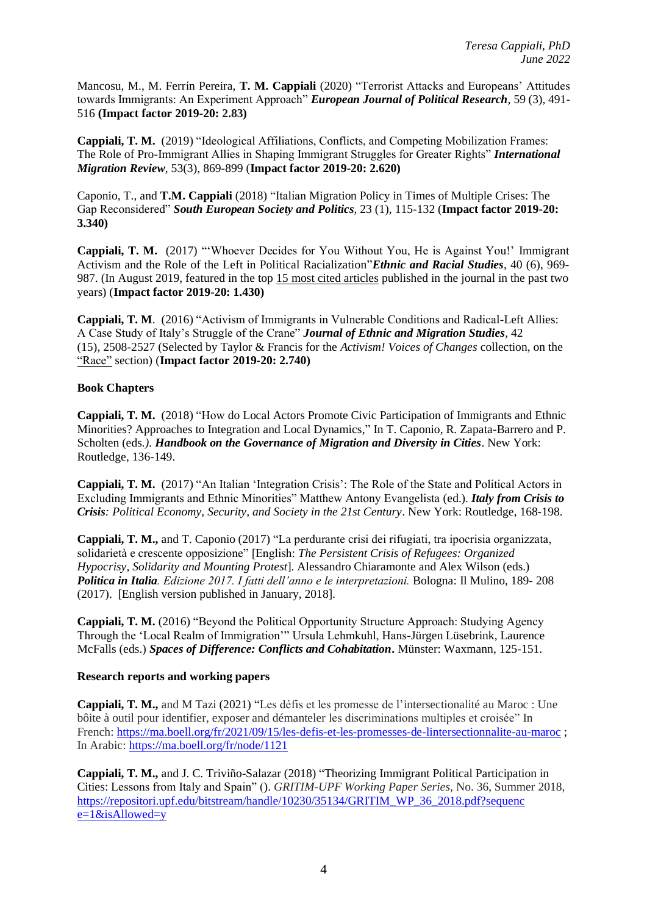Mancosu, M., M. Ferrín Pereira, **T. M. Cappiali** (2020) "Terrorist Attacks and Europeans' Attitudes towards Immigrants: An Experiment Approach" ***European Journal of Political Research***, 59 (3), 491-516 **(Impact factor 2019-20: 2.83)**

**Cappiali, T. M.** (2019) "Ideological Affiliations, Conflicts, and Competing Mobilization Frames: The Role of Pro-Immigrant Allies in Shaping Immigrant Struggles for Greater Rights" ***International Migration Review***, 53(3), 869-899 (**Impact factor 2019-20: 2.620)**

Caponio, T., and **T.M. Cappiali** (2018) "Italian Migration Policy in Times of Multiple Crises: The Gap Reconsidered" ***South European Society and Politics***, 23 (1), 115-132 (**Impact factor 2019-20: 3.340)**

**Cappiali, T. M.** (2017) "'Whoever Decides for You Without You, He is Against You!' Immigrant Activism and the Role of the Left in Political Racialization"***Ethnic and Racial Studies***, 40 (6), 969-987. (In August 2019, featured in the top 15 most cited articles published in the journal in the past two years) (**Impact factor 2019-20: 1.430)**

**Cappiali, T. M**. (2016) "Activism of Immigrants in Vulnerable Conditions and Radical-Left Allies: A Case Study of Italy's Struggle of the Crane" ***Journal of Ethnic and Migration Studies***, 42 (15), 2508-2527 (Selected by Taylor & Francis for the *Activism! Voices of Changes* collection, on the "Race" section) (**Impact factor 2019-20: 2.740)**

**Book Chapters**

**Cappiali, T. M.** (2018) "How do Local Actors Promote Civic Participation of Immigrants and Ethnic Minorities? Approaches to Integration and Local Dynamics," In T. Caponio, R. Zapata-Barrero and P. Scholten (eds.*).* ***Handbook on the Governance of Migration and Diversity in Cities***. New York: Routledge, 136-149.

**Cappiali, T. M.** (2017) "An Italian 'Integration Crisis': The Role of the State and Political Actors in Excluding Immigrants and Ethnic Minorities" Matthew Antony Evangelista (ed.). ***Italy from Crisis to Crisis****: Political Economy, Security, and Society in the 21st Century*. New York: Routledge, 168-198.

**Cappiali, T. M.,** and T. Caponio (2017) "La perdurante crisi dei rifugiati, tra ipocrisia organizzata, solidarietà e crescente opposizione" [English: *The Persistent Crisis of Refugees: Organized Hypocrisy, Solidarity and Mounting Protest*]. Alessandro Chiaramonte and Alex Wilson (eds.) ***Politica in Italia****. Edizione 2017. I fatti dell'anno e le interpretazioni.* Bologna: Il Mulino, 189- 208 (2017). [English version published in January, 2018].

**Cappiali, T. M.** (2016) "Beyond the Political Opportunity Structure Approach: Studying Agency Through the 'Local Realm of Immigration'" Ursula Lehmkuhl, Hans-Jürgen Lüsebrink, Laurence McFalls (eds.) ***Spaces of Difference: Conflicts and Cohabitation*.** Münster: Waxmann, 125-151.

**Research reports and working papers**

**Cappiali, T. M.,** and M Tazi (2021) "Les défis et les promesse de l'intersectionalité au Maroc : Une bôite à outil pour identifier, exposer and démanteler les discriminations multiples et croisée" In French: https://ma.boell.org/fr/2021/09/15/les-defis-et-les-promesses-de-lintersectionnalite-au-maroc ; In Arabic: https://ma.boell.org/fr/node/1121

**Cappiali, T. M.,** and J. C. Triviño-Salazar (2018) "Theorizing Immigrant Political Participation in Cities: Lessons from Italy and Spain" (). *GRITIM-UPF Working Paper Series*, No. 36, Summer 2018, https://repositori.upf.edu/bitstream/handle/10230/35134/GRITIM_WP_36_2018.pdf?sequence=1&isAllowed=y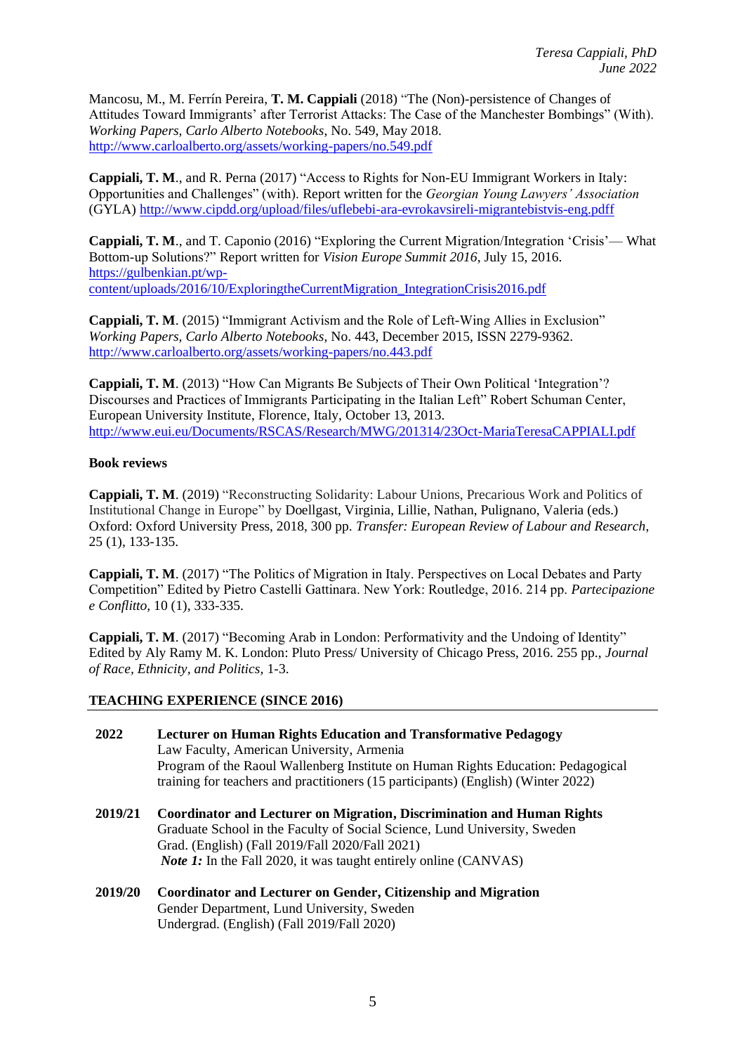Mancosu, M., M. Ferrín Pereira, **T. M. Cappiali** (2018) "The (Non)-persistence of Changes of Attitudes Toward Immigrants' after Terrorist Attacks: The Case of the Manchester Bombings" (With). *Working Papers, Carlo Alberto Notebooks*, No. 549, May 2018. http://www.carloalberto.org/assets/working-papers/no.549.pdf

**Cappiali, T. M**., and R. Perna (2017) "Access to Rights for Non-EU Immigrant Workers in Italy: Opportunities and Challenges" (with). Report written for the *Georgian Young Lawyers' Association* (GYLA) http://www.cipdd.org/upload/files/uflebebi-ara-evrokavsireli-migrantebistvis-eng.pdff

**Cappiali, T. M**., and T. Caponio (2016) "Exploring the Current Migration/Integration 'Crisis'— What Bottom-up Solutions?" Report written for *Vision Europe Summit 2016*, July 15, 2016. https://gulbenkian.pt/wp-content/uploads/2016/10/ExploringtheCurrentMigration_IntegrationCrisis2016.pdf

**Cappiali, T. M**. (2015) "Immigrant Activism and the Role of Left-Wing Allies in Exclusion" *Working Papers, Carlo Alberto Notebooks*, No. 443, December 2015, ISSN 2279-9362. http://www.carloalberto.org/assets/working-papers/no.443.pdf

**Cappiali, T. M**. (2013) "How Can Migrants Be Subjects of Their Own Political 'Integration'? Discourses and Practices of Immigrants Participating in the Italian Left" Robert Schuman Center, European University Institute, Florence, Italy, October 13, 2013. http://www.eui.eu/Documents/RSCAS/Research/MWG/201314/23Oct-MariaTeresaCAPPIALI.pdf

**Book reviews**

**Cappiali, T. M**. (2019) "Reconstructing Solidarity: Labour Unions, Precarious Work and Politics of Institutional Change in Europe" by Doellgast, Virginia, Lillie, Nathan, Pulignano, Valeria (eds.) Oxford: Oxford University Press, 2018, 300 pp. *Transfer: European Review of Labour and Research*, 25 (1), 133-135.

**Cappiali, T. M**. (2017) "The Politics of Migration in Italy. Perspectives on Local Debates and Party Competition" Edited by Pietro Castelli Gattinara. New York: Routledge, 2016. 214 pp. *Partecipazione e Conflitto*, 10 (1), 333-335.

**Cappiali, T. M**. (2017) "Becoming Arab in London: Performativity and the Undoing of Identity" Edited by Aly Ramy M. K. London: Pluto Press/ University of Chicago Press, 2016. 255 pp., *Journal of Race, Ethnicity, and Politics*, 1-3.

## TEACHING EXPERIENCE (SINCE 2016)

**2022** — **Lecturer on Human Rights Education and Transformative Pedagogy**
Law Faculty, American University, Armenia
Program of the Raoul Wallenberg Institute on Human Rights Education: Pedagogical training for teachers and practitioners (15 participants) (English) (Winter 2022)

**2019/21** — **Coordinator and Lecturer on Migration, Discrimination and Human Rights**
Graduate School in the Faculty of Social Science, Lund University, Sweden
Grad. (English) (Fall 2019/Fall 2020/Fall 2021)
***Note 1:*** In the Fall 2020, it was taught entirely online (CANVAS)

**2019/20** — **Coordinator and Lecturer on Gender, Citizenship and Migration**
Gender Department, Lund University, Sweden
Undergrad. (English) (Fall 2019/Fall 2020)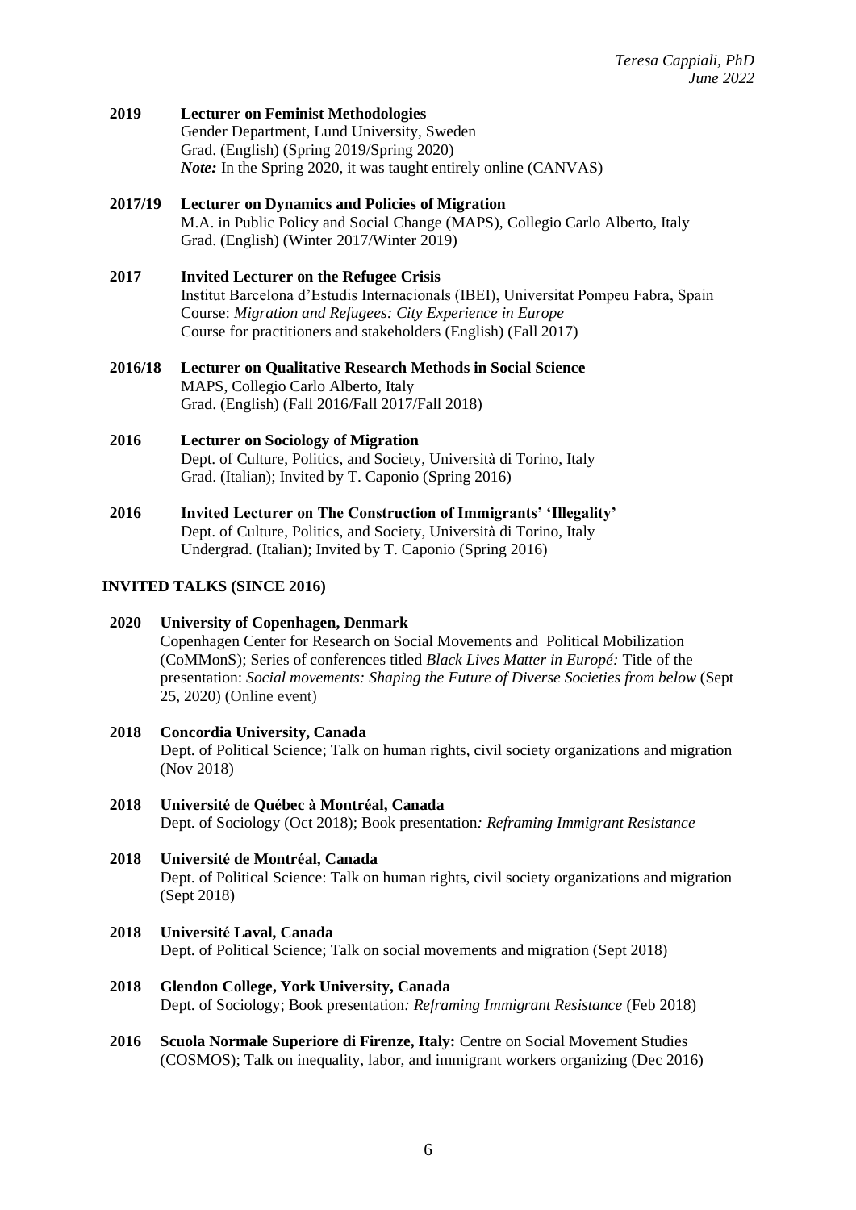**2019** **Lecturer on Feminist Methodologies**
Gender Department, Lund University, Sweden
Grad. (English) (Spring 2019/Spring 2020)
***Note:*** In the Spring 2020, it was taught entirely online (CANVAS)

**2017/19** **Lecturer on Dynamics and Policies of Migration**
M.A. in Public Policy and Social Change (MAPS), Collegio Carlo Alberto, Italy
Grad. (English) (Winter 2017/Winter 2019)

**2017** **Invited Lecturer on the Refugee Crisis**
Institut Barcelona d'Estudis Internacionals (IBEI), Universitat Pompeu Fabra, Spain
Course: *Migration and Refugees: City Experience in Europe*
Course for practitioners and stakeholders (English) (Fall 2017)

**2016/18** **Lecturer on Qualitative Research Methods in Social Science**
MAPS, Collegio Carlo Alberto, Italy
Grad. (English) (Fall 2016/Fall 2017/Fall 2018)

**2016** **Lecturer on Sociology of Migration**
Dept. of Culture, Politics, and Society, Università di Torino, Italy
Grad. (Italian); Invited by T. Caponio (Spring 2016)

**2016** **Invited Lecturer on The Construction of Immigrants' 'Illegality'**
Dept. of Culture, Politics, and Society, Università di Torino, Italy
Undergrad. (Italian); Invited by T. Caponio (Spring 2016)

## INVITED TALKS (SINCE 2016)

**2020** **University of Copenhagen, Denmark**
Copenhagen Center for Research on Social Movements and Political Mobilization (CoMMonS); Series of conferences titled *Black Lives Matter in Europé:* Title of the presentation: *Social movements: Shaping the Future of Diverse Societies from below* (Sept 25, 2020) (Online event)

**2018** **Concordia University, Canada**
Dept. of Political Science; Talk on human rights, civil society organizations and migration (Nov 2018)

**2018** **Université de Québec à Montréal, Canada**
Dept. of Sociology (Oct 2018); Book presentation*: Reframing Immigrant Resistance*

**2018** **Université de Montréal, Canada**
Dept. of Political Science: Talk on human rights, civil society organizations and migration (Sept 2018)

**2018** **Université Laval, Canada**
Dept. of Political Science; Talk on social movements and migration (Sept 2018)

**2018** **Glendon College, York University, Canada**
Dept. of Sociology; Book presentation*: Reframing Immigrant Resistance* (Feb 2018)

**2016** **Scuola Normale Superiore di Firenze, Italy:** Centre on Social Movement Studies (COSMOS); Talk on inequality, labor, and immigrant workers organizing (Dec 2016)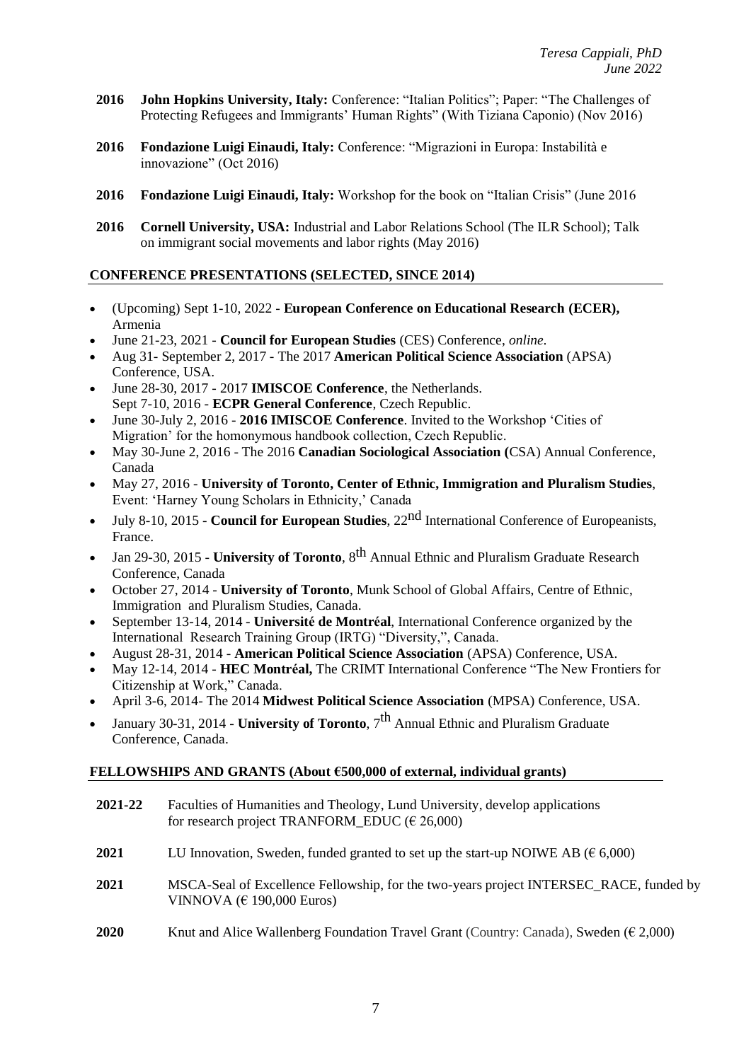**2016** **John Hopkins University, Italy:** Conference: "Italian Politics"; Paper: "The Challenges of Protecting Refugees and Immigrants' Human Rights" (With Tiziana Caponio) (Nov 2016)

**2016** **Fondazione Luigi Einaudi, Italy:** Conference: "Migrazioni in Europa: Instabilità e innovazione" (Oct 2016)

**2016** **Fondazione Luigi Einaudi, Italy:** Workshop for the book on "Italian Crisis" (June 2016

**2016** **Cornell University, USA:** Industrial and Labor Relations School (The ILR School); Talk on immigrant social movements and labor rights (May 2016)

## CONFERENCE PRESENTATIONS (SELECTED, SINCE 2014)

- (Upcoming) Sept 1-10, 2022 - **European Conference on Educational Research (ECER),** Armenia
- June 21-23, 2021 - **Council for European Studies** (CES) Conference, *online*.
- Aug 31- September 2, 2017 - The 2017 **American Political Science Association** (APSA) Conference, USA.
- June 28-30, 2017 - 2017 **IMISCOE Conference**, the Netherlands.
  Sept 7-10, 2016 - **ECPR General Conference**, Czech Republic.
- June 30-July 2, 2016 - **2016 IMISCOE Conference**. Invited to the Workshop 'Cities of Migration' for the homonymous handbook collection, Czech Republic.
- May 30-June 2, 2016 - The 2016 **Canadian Sociological Association (**CSA) Annual Conference, Canada
- May 27, 2016 - **University of Toronto, Center of Ethnic, Immigration and Pluralism Studies**, Event: 'Harney Young Scholars in Ethnicity,' Canada
- July 8-10, 2015 - **Council for European Studies**, 22nd International Conference of Europeanists, France.
- Jan 29-30, 2015 - **University of Toronto**, 8th Annual Ethnic and Pluralism Graduate Research Conference, Canada
- October 27, 2014 - **University of Toronto**, Munk School of Global Affairs, Centre of Ethnic, Immigration and Pluralism Studies, Canada.
- September 13-14, 2014 - **Université de Montréal**, International Conference organized by the International Research Training Group (IRTG) "Diversity,", Canada.
- August 28-31, 2014 - **American Political Science Association** (APSA) Conference, USA.
- May 12-14, 2014 - **HEC Montréal,** The CRIMT International Conference "The New Frontiers for Citizenship at Work," Canada.
- April 3-6, 2014- The 2014 **Midwest Political Science Association** (MPSA) Conference, USA.
- January 30-31, 2014 - **University of Toronto**, 7th Annual Ethnic and Pluralism Graduate Conference, Canada.

## FELLOWSHIPS AND GRANTS (About €500,000 of external, individual grants)

**2021-22** Faculties of Humanities and Theology, Lund University, develop applications for research project TRANFORM_EDUC (€ 26,000)

**2021** LU Innovation, Sweden, funded granted to set up the start-up NOIWE AB (€ 6,000)

**2021** MSCA-Seal of Excellence Fellowship, for the two-years project INTERSEC_RACE, funded by VINNOVA (€ 190,000 Euros)

**2020** Knut and Alice Wallenberg Foundation Travel Grant (Country: Canada), Sweden (€ 2,000)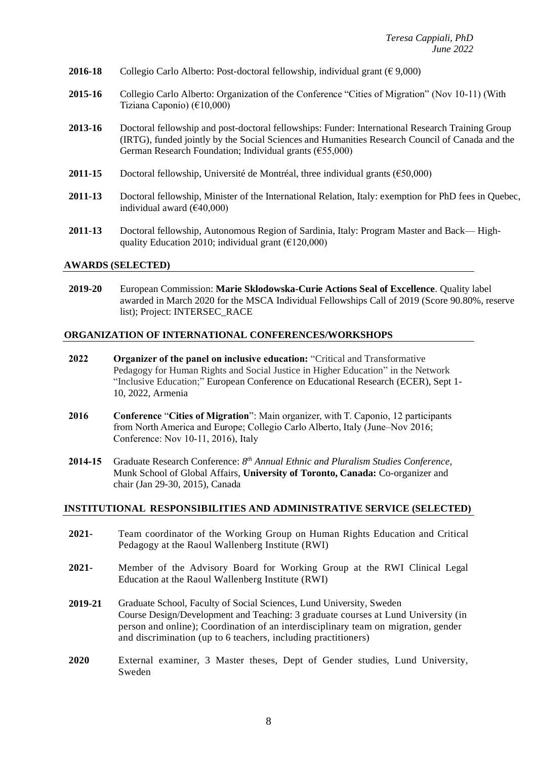**2016-18** Collegio Carlo Alberto: Post-doctoral fellowship, individual grant (€ 9,000)

**2015-16** Collegio Carlo Alberto: Organization of the Conference "Cities of Migration" (Nov 10-11) (With Tiziana Caponio) (€10,000)

**2013-16** Doctoral fellowship and post-doctoral fellowships: Funder: International Research Training Group (IRTG), funded jointly by the Social Sciences and Humanities Research Council of Canada and the German Research Foundation; Individual grants (€55,000)

**2011-15** Doctoral fellowship, Université de Montréal, three individual grants (€50,000)

**2011-13** Doctoral fellowship, Minister of the International Relation, Italy: exemption for PhD fees in Quebec, individual award (€40,000)

**2011-13** Doctoral fellowship, Autonomous Region of Sardinia, Italy: Program Master and Back— High-quality Education 2010; individual grant (€120,000)

## AWARDS (SELECTED)

**2019-20** European Commission: **Marie Sklodowska-Curie Actions Seal of Excellence**. Quality label awarded in March 2020 for the MSCA Individual Fellowships Call of 2019 (Score 90.80%, reserve list); Project: INTERSEC_RACE

## ORGANIZATION OF INTERNATIONAL CONFERENCES/WORKSHOPS

**2022** **Organizer of the panel on inclusive education:** "Critical and Transformative Pedagogy for Human Rights and Social Justice in Higher Education" in the Network "Inclusive Education;" European Conference on Educational Research (ECER), Sept 1-10, 2022, Armenia

**2016** **Conference** "**Cities of Migration**": Main organizer, with T. Caponio, 12 participants from North America and Europe; Collegio Carlo Alberto, Italy (June–Nov 2016; Conference: Nov 10-11, 2016), Italy

**2014-15** Graduate Research Conference: *8th Annual Ethnic and Pluralism Studies Conference,* Munk School of Global Affairs, **University of Toronto, Canada:** Co-organizer and chair (Jan 29-30, 2015), Canada

## INSTITUTIONAL RESPONSIBILITIES AND ADMINISTRATIVE SERVICE (SELECTED)

**2021-** Team coordinator of the Working Group on Human Rights Education and Critical Pedagogy at the Raoul Wallenberg Institute (RWI)

**2021-** Member of the Advisory Board for Working Group at the RWI Clinical Legal Education at the Raoul Wallenberg Institute (RWI)

**2019-21** Graduate School, Faculty of Social Sciences, Lund University, Sweden
Course Design/Development and Teaching: 3 graduate courses at Lund University (in person and online); Coordination of an interdisciplinary team on migration, gender and discrimination (up to 6 teachers, including practitioners)

**2020** External examiner, 3 Master theses, Dept of Gender studies, Lund University, Sweden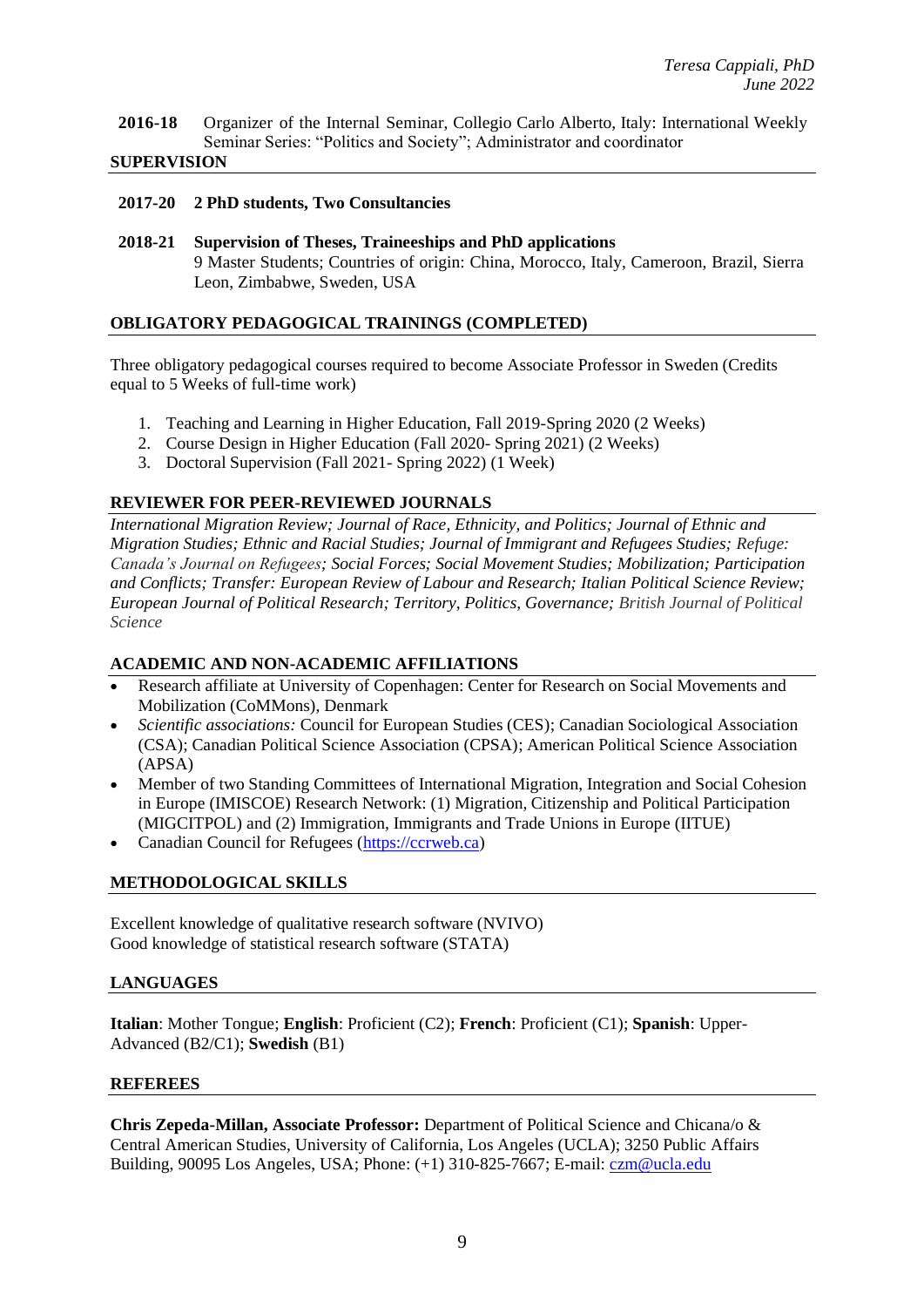**2016-18** Organizer of the Internal Seminar, Collegio Carlo Alberto, Italy: International Weekly Seminar Series: "Politics and Society"; Administrator and coordinator

## SUPERVISION

**2017-20 2 PhD students, Two Consultancies**

**2018-21 Supervision of Theses, Traineeships and PhD applications**
9 Master Students; Countries of origin: China, Morocco, Italy, Cameroon, Brazil, Sierra Leon, Zimbabwe, Sweden, USA

## OBLIGATORY PEDAGOGICAL TRAININGS (COMPLETED)

Three obligatory pedagogical courses required to become Associate Professor in Sweden (Credits equal to 5 Weeks of full-time work)

1. Teaching and Learning in Higher Education, Fall 2019-Spring 2020 (2 Weeks)
2. Course Design in Higher Education (Fall 2020- Spring 2021) (2 Weeks)
3. Doctoral Supervision (Fall 2021- Spring 2022) (1 Week)

## REVIEWER FOR PEER-REVIEWED JOURNALS

*International Migration Review; Journal of Race, Ethnicity, and Politics; Journal of Ethnic and Migration Studies; Ethnic and Racial Studies; Journal of Immigrant and Refugees Studies; Refuge: Canada's Journal on Refugees; Social Forces; Social Movement Studies; Mobilization; Participation and Conflicts; Transfer: European Review of Labour and Research; Italian Political Science Review; European Journal of Political Research; Territory, Politics, Governance; British Journal of Political Science*

## ACADEMIC AND NON-ACADEMIC AFFILIATIONS

- Research affiliate at University of Copenhagen: Center for Research on Social Movements and Mobilization (CoMMons), Denmark
- *Scientific associations:* Council for European Studies (CES); Canadian Sociological Association (CSA); Canadian Political Science Association (CPSA); American Political Science Association (APSA)
- Member of two Standing Committees of International Migration, Integration and Social Cohesion in Europe (IMISCOE) Research Network: (1) Migration, Citizenship and Political Participation (MIGCITPOL) and (2) Immigration, Immigrants and Trade Unions in Europe (IITUE)
- Canadian Council for Refugees (https://ccrweb.ca)

## METHODOLOGICAL SKILLS

Excellent knowledge of qualitative research software (NVIVO)
Good knowledge of statistical research software (STATA)

## LANGUAGES

**Italian**: Mother Tongue; **English**: Proficient (C2); **French**: Proficient (C1); **Spanish**: Upper-Advanced (B2/C1); **Swedish** (B1)

## REFEREES

**Chris Zepeda-Millan, Associate Professor:** Department of Political Science and Chicana/o & Central American Studies, University of California, Los Angeles (UCLA); 3250 Public Affairs Building, 90095 Los Angeles, USA; Phone: (+1) 310-825-7667; E-mail: czm@ucla.edu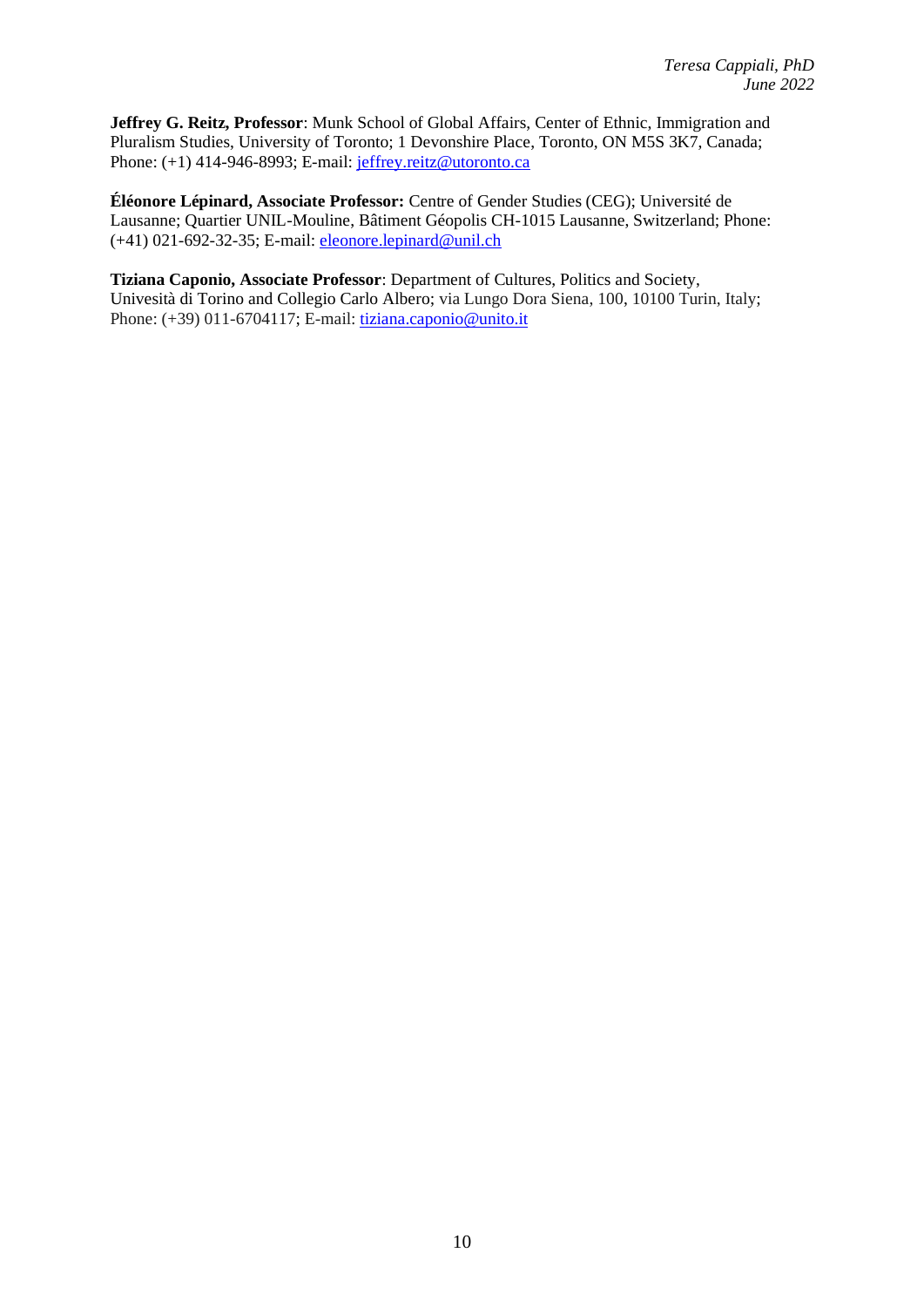**Jeffrey G. Reitz, Professor**: Munk School of Global Affairs, Center of Ethnic, Immigration and Pluralism Studies, University of Toronto; 1 Devonshire Place, Toronto, ON M5S 3K7, Canada; Phone: (+1) 414-946-8993; E-mail: jeffrey.reitz@utoronto.ca

**Éléonore Lépinard, Associate Professor:** Centre of Gender Studies (CEG); Université de Lausanne; Quartier UNIL-Mouline, Bâtiment Géopolis CH-1015 Lausanne, Switzerland; Phone: (+41) 021-692-32-35; E-mail: eleonore.lepinard@unil.ch

**Tiziana Caponio, Associate Professor**: Department of Cultures, Politics and Society, Univesità di Torino and Collegio Carlo Albero; via Lungo Dora Siena, 100, 10100 Turin, Italy; Phone: (+39) 011-6704117; E-mail: tiziana.caponio@unito.it